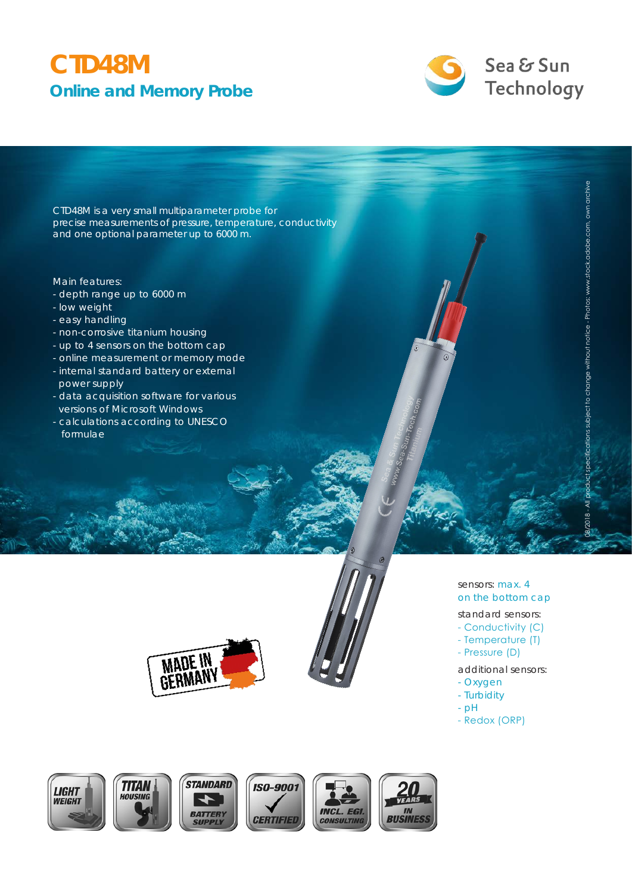# CTD48M

## Online and Memory Probe

Sea & Sun Technology

CTD48M is a very small multiparameter probe for precise measurements of pressure, temperature, conductivity and one optional parameter up to 6000 m.

Main features:

- depth range up to 6000 m
- low weight
- easy handling
- non-corrosive titanium housing
- up to 4 sensors on the bottom cap
- online measurement or memory mode
- internal standard battery or external power supply
- data acquisition software for various versions of Microsoft Windows
- calculations according to UNESCO formulae

sensors: max. 4 on the bottom cap

standard sensors:

- Conductivity (C)
- Temperature (T)
- Pressure (D)

additional sensors:

- Oxygen
- Turbidity
- pH
- Redox (ORP)

MADE IN GERMANY

LIGHT WEIGHT | TITAN HOUSING | STANDARD BATTERY SUPPLY | ISO-9001 CERTIFIED | INCL. EGI. CONSULTING | 20 YEARS IN BUSINESS

08/2018 - All product specifications subject to change without notice - Photos: www.stock.adobe.com, own archive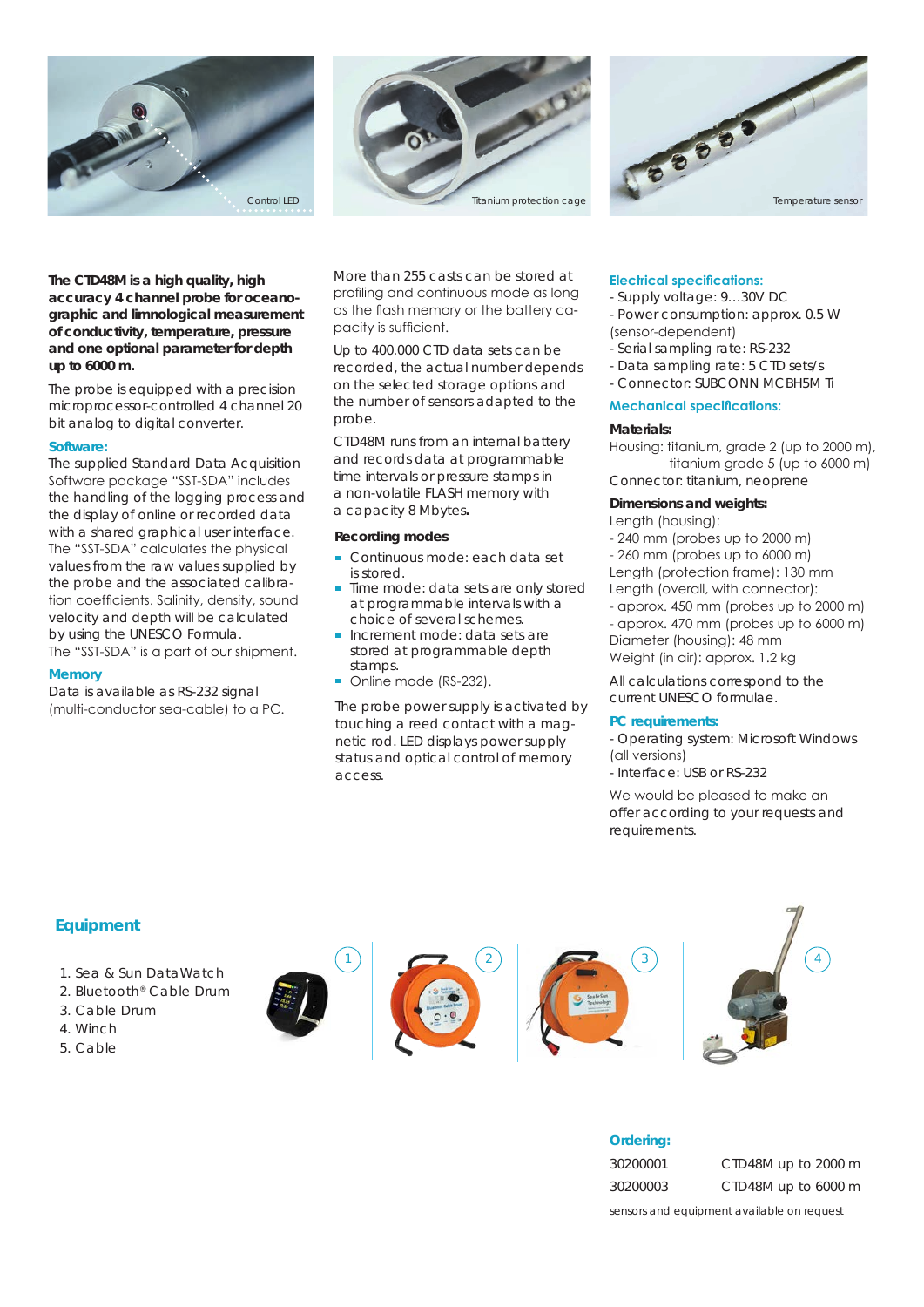Control LED

Titanium protection cage

Temperature sensor

**The CTD48M is a high quality, high accuracy 4 channel probe for oceanographic and limnological measurement of conductivity, temperature, pressure and one optional parameter for depth up to 6000 m.**

The probe is equipped with a precision microprocessor-controlled 4 channel 20 bit analog to digital converter.

### Software:

The supplied Standard Data Acquisition Software package "SST-SDA" includes the handling of the logging process and the display of online or recorded data with a shared graphical user interface. The "SST-SDA" calculates the physical values from the raw values supplied by the probe and the associated calibration coefficients. Salinity, density, sound velocity and depth will be calculated by using the UNESCO Formula.
The "SST-SDA" is a part of our shipment.

### Memory

Data is available as RS-232 signal (multi-conductor sea-cable) to a PC.

More than 255 casts can be stored at profiling and continuous mode as long as the flash memory or the battery capacity is sufficient.

Up to 400.000 CTD data sets can be recorded, the actual number depends on the selected storage options and the number of sensors adapted to the probe.

CTD48M runs from an internal battery and records data at programmable time intervals or pressure stamps in a non-volatile FLASH memory with a capacity 8 Mbytes**.**

### Recording modes

- Continuous mode: each data set is stored.
- Time mode: data sets are only stored at programmable intervals with a choice of several schemes.
- Increment mode: data sets are stored at programmable depth stamps.
- Online mode (RS-232).

The probe power supply is activated by touching a reed contact with a magnetic rod. LED displays power supply status and optical control of memory access.

### Electrical specifications:

- Supply voltage: 9...30V DC
- Power consumption: approx. 0.5 W (sensor-dependent)
- Serial sampling rate: RS-232
- Data sampling rate: 5 CTD sets/s
- Connector: SUBCONN MCBH5M Ti

### Mechanical specifications:

**Materials:**

Housing: titanium, grade 2 (up to 2000 m), titanium grade 5 (up to 6000 m)
Connector: titanium, neoprene

**Dimensions and weights:**

Length (housing):
- 240 mm (probes up to 2000 m)
- 260 mm (probes up to 6000 m)

Length (protection frame): 130 mm
Length (overall, with connector):
- approx. 450 mm (probes up to 2000 m)
- approx. 470 mm (probes up to 6000 m)

Diameter (housing): 48 mm
Weight (in air): approx. 1.2 kg

All calculations correspond to the current UNESCO formulae.

### PC requirements:

- Operating system: Microsoft Windows (all versions)
- Interface: USB or RS-232

We would be pleased to make an offer according to your requests and requirements.

## Equipment

1. Sea & Sun DataWatch
2. Bluetooth® Cable Drum
3. Cable Drum
4. Winch
5. Cable

### Ordering:

| | |
|---|---|
| 30200001 | CTD48M up to 2000 m |
| 30200003 | CTD48M up to 6000 m |

sensors and equipment available on request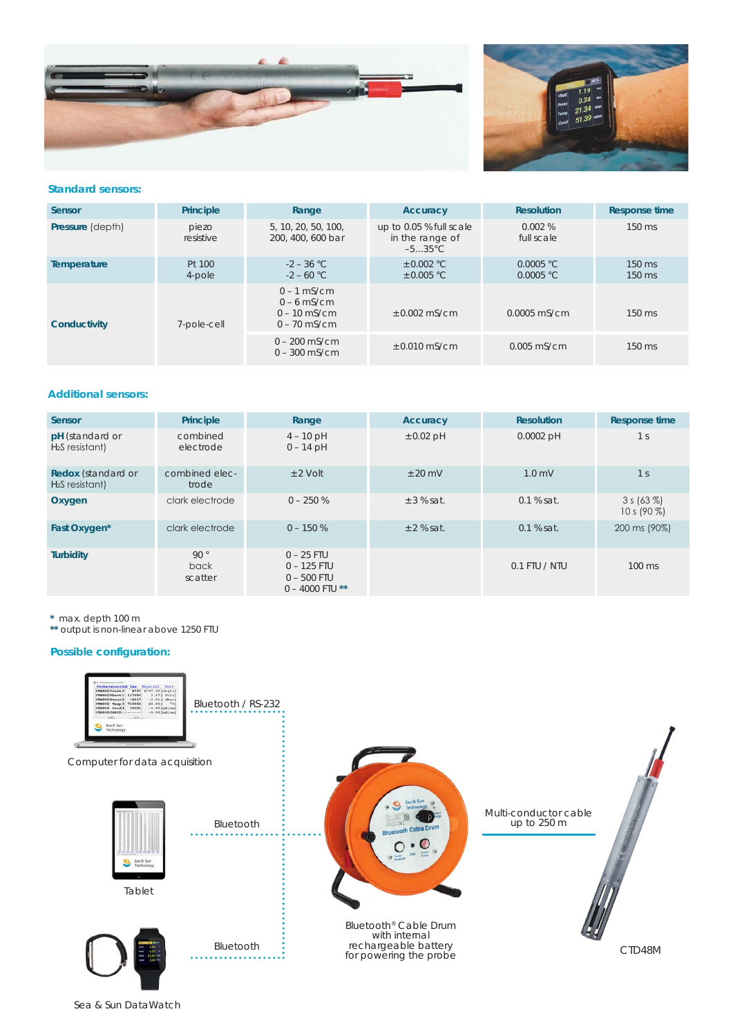## Standard sensors:

| Sensor | Principle | Range | Accuracy | Resolution | Response time |
|---|---|---|---|---|---|
| **Pressure** (depth) | piezo resistive | 5, 10, 20, 50, 100, 200, 400, 600 bar | up to 0.05 % full scale in the range of –5…35°C | 0.002 % full scale | 150 ms |
| **Temperature** | Pt 100 4-pole | -2 – 36 °C<br>-2 – 60 °C | ±0.002 °C<br>±0.005 °C | 0.0005 °C<br>0.0005 °C | 150 ms<br>150 ms |
| **Conductivity** | 7-pole-cell | 0 – 1 mS/cm<br>0 – 6 mS/cm<br>0 – 10 mS/cm<br>0 – 70 mS/cm | ±0.002 mS/cm | 0.0005 mS/cm | 150 ms |
| | | 0 – 200 mS/cm<br>0 – 300 mS/cm | ±0.010 mS/cm | 0.005 mS/cm | 150 ms |

## Additional sensors:

| Sensor | Principle | Range | Accuracy | Resolution | Response time |
|---|---|---|---|---|---|
| **pH** (standard or $H_2S$ resistant) | combined electrode | 4 – 10 pH<br>0 – 14 pH | ±0.02 pH | 0.0002 pH | 1 s |
| **Redox** (standard or $H_2S$ resistant) | combined electrode | ±2 Volt | ±20 mV | 1.0 mV | 1 s |
| **Oxygen** | clark electrode | 0 – 250 % | ±3 % sat. | 0.1 % sat. | 3 s (63 %)<br>10 s (90 %) |
| **Fast Oxygen*** | clark electrode | 0 – 150 % | ±2 % sat. | 0.1 % sat. | 200 ms (90%) |
| **Turbidity** | 90 ° back scatter | 0 – 25 FTU<br>0 – 125 FTU<br>0 – 500 FTU<br>0 – 4000 FTU ** | | 0.1 FTU / NTU | 100 ms |

\* max. depth 100 m
** output is non-linear above 1250 FTU

## Possible configuration:

Computer for data acquisition — Bluetooth / RS-232

Tablet — Bluetooth

Sea & Sun DataWatch — Bluetooth

Bluetooth® Cable Drum with internal rechargeable battery for powering the probe

Multi-conductor cable up to 250 m

CTD48M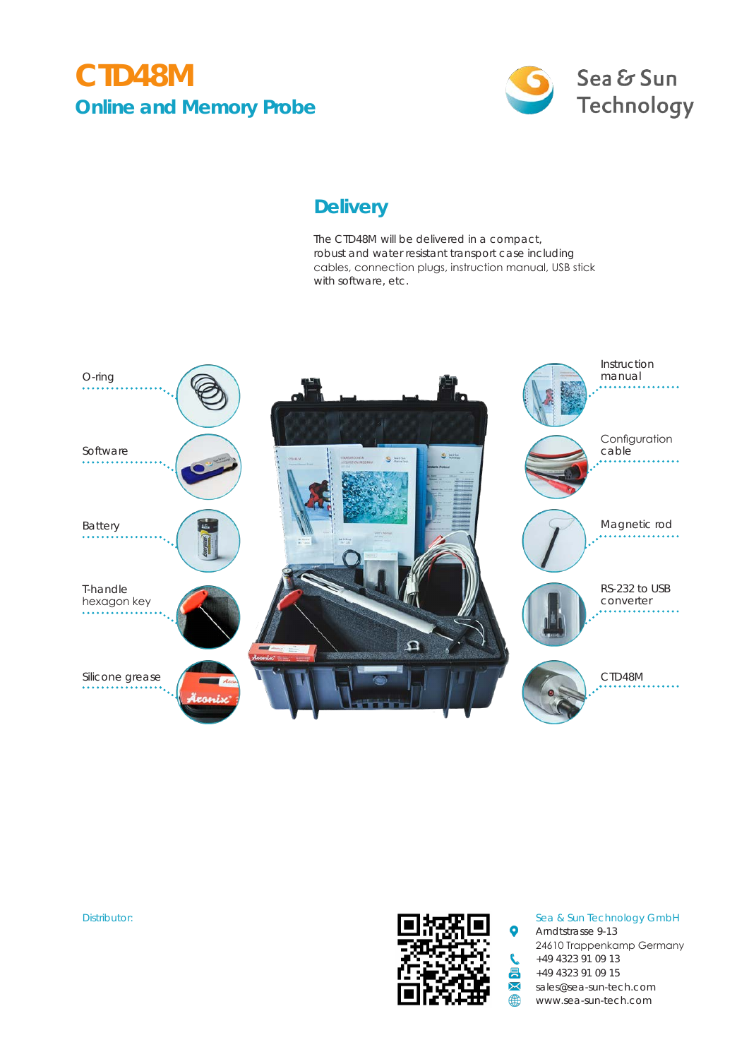# CTD48M

## Online and Memory Probe

Sea & Sun Technology

## Delivery

The CTD48M will be delivered in a compact, robust and water resistant transport case including cables, connection plugs, instruction manual, USB stick with software, etc.

O-ring

Software

Battery

T-handle hexagon key

Silicone grease

Instruction manual

Configuration cable

Magnetic rod

RS-232 to USB converter

CTD48M

Distributor:

Sea & Sun Technology GmbH
Arndtstrasse 9-13
24610 Trappenkamp Germany
+49 4323 91 09 13
+49 4323 91 09 15
sales@sea-sun-tech.com
www.sea-sun-tech.com